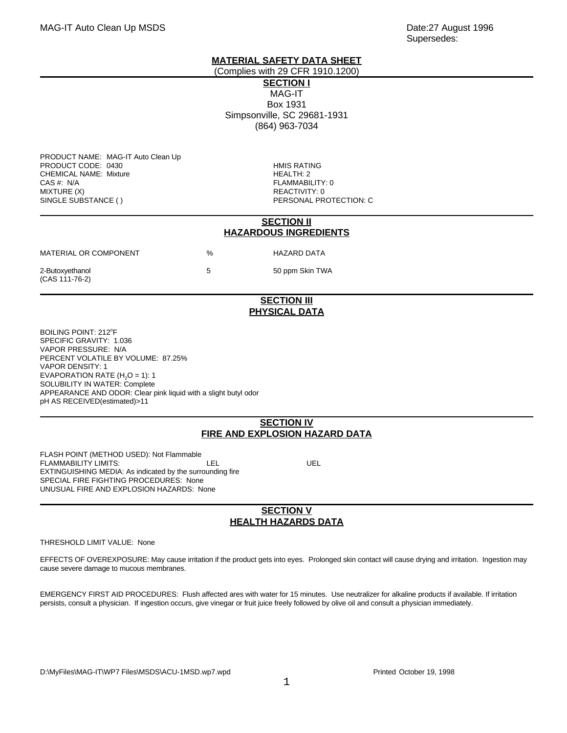# MATERIAL SAFETY DATA SHEET

(Complies with 29 CFR 1910.1200)

## SECTION I

MAG-IT
Box 1931
Simpsonville, SC 29681-1931
(864) 963-7034

PRODUCT NAME: MAG-IT Auto Clean Up
PRODUCT CODE: 0430
CHEMICAL NAME: Mixture
CAS #: N/A
MIXTURE (X)
SINGLE SUBSTANCE ( )

HMIS RATING
HEALTH: 2
FLAMMABILITY: 0
REACTIVITY: 0
PERSONAL PROTECTION: C

## SECTION II
## HAZARDOUS INGREDIENTS

| MATERIAL OR COMPONENT | % | HAZARD DATA |
|---|---|---|
| 2-Butoxyethanol (CAS 111-76-2) | 5 | 50 ppm Skin TWA |

## SECTION III
## PHYSICAL DATA

BOILING POINT: 212°F
SPECIFIC GRAVITY: 1.036
VAPOR PRESSURE: N/A
PERCENT VOLATILE BY VOLUME: 87.25%
VAPOR DENSITY: 1
EVAPORATION RATE ($H_2O$ = 1): 1
SOLUBILITY IN WATER: Complete
APPEARANCE AND ODOR: Clear pink liquid with a slight butyl odor
pH AS RECEIVED(estimated)>11

## SECTION IV
## FIRE AND EXPLOSION HAZARD DATA

FLASH POINT (METHOD USED): Not Flammable
FLAMMABILITY LIMITS: LEL UEL
EXTINGUISHING MEDIA: As indicated by the surrounding fire
SPECIAL FIRE FIGHTING PROCEDURES: None
UNUSUAL FIRE AND EXPLOSION HAZARDS: None

## SECTION V
## HEALTH HAZARDS DATA

THRESHOLD LIMIT VALUE: None

EFFECTS OF OVEREXPOSURE: May cause irritation if the product gets into eyes. Prolonged skin contact will cause drying and irritation. Ingestion may cause severe damage to mucous membranes.

EMERGENCY FIRST AID PROCEDURES: Flush affected ares with water for 15 minutes. Use neutralizer for alkaline products if available. If irritation persists, consult a physician. If ingestion occurs, give vinegar or fruit juice freely followed by olive oil and consult a physician immediately.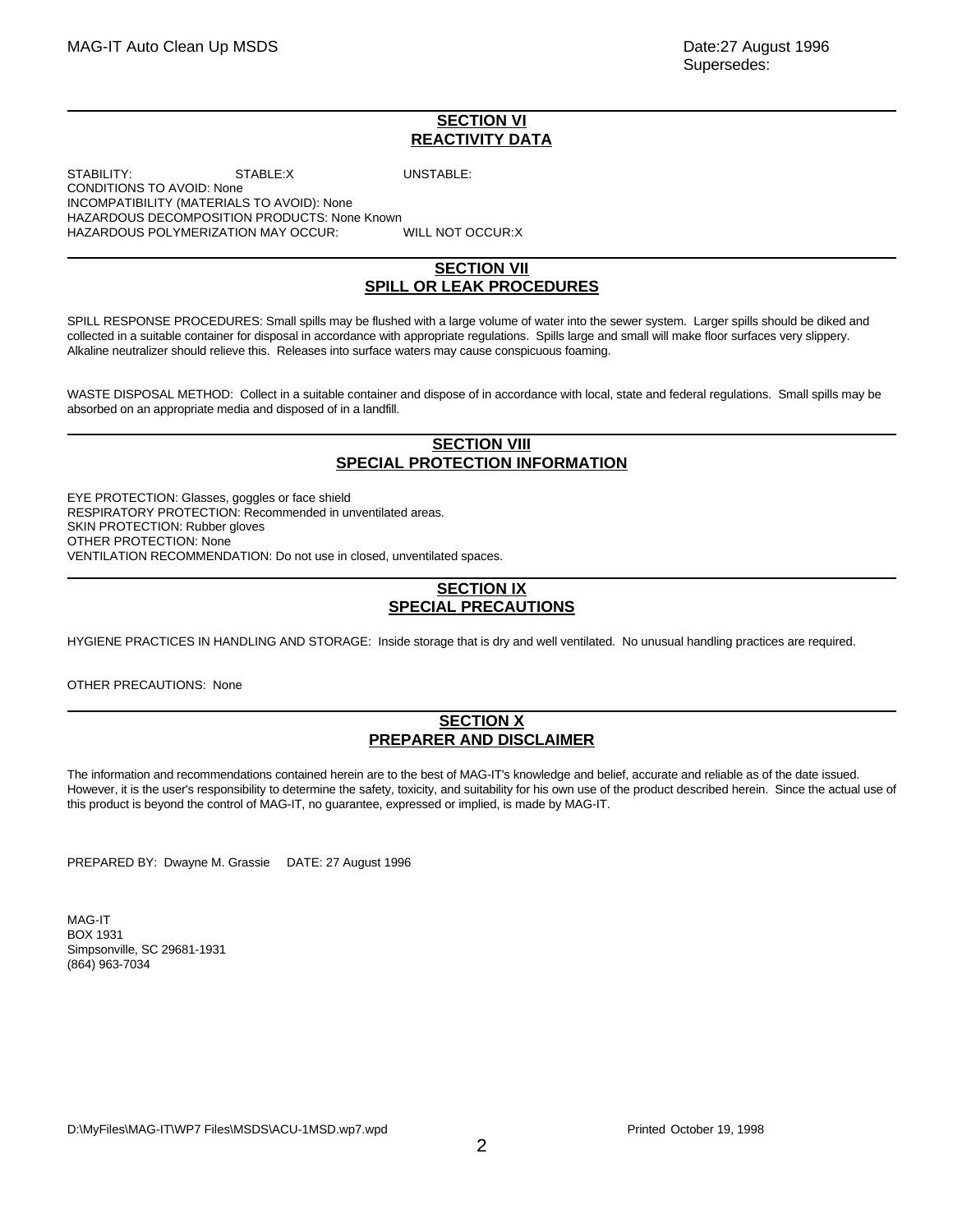## SECTION VI
## REACTIVITY DATA

STABILITY: STABLE:X UNSTABLE:
CONDITIONS TO AVOID: None
INCOMPATIBILITY (MATERIALS TO AVOID): None
HAZARDOUS DECOMPOSITION PRODUCTS: None Known
HAZARDOUS POLYMERIZATION MAY OCCUR: WILL NOT OCCUR:X

## SECTION VII
## SPILL OR LEAK PROCEDURES

SPILL RESPONSE PROCEDURES: Small spills may be flushed with a large volume of water into the sewer system. Larger spills should be diked and collected in a suitable container for disposal in accordance with appropriate regulations. Spills large and small will make floor surfaces very slippery. Alkaline neutralizer should relieve this. Releases into surface waters may cause conspicuous foaming.

WASTE DISPOSAL METHOD: Collect in a suitable container and dispose of in accordance with local, state and federal regulations. Small spills may be absorbed on an appropriate media and disposed of in a landfill.

## SECTION VIII
## SPECIAL PROTECTION INFORMATION

EYE PROTECTION: Glasses, goggles or face shield
RESPIRATORY PROTECTION: Recommended in unventilated areas.
SKIN PROTECTION: Rubber gloves
OTHER PROTECTION: None
VENTILATION RECOMMENDATION: Do not use in closed, unventilated spaces.

## SECTION IX
## SPECIAL PRECAUTIONS

HYGIENE PRACTICES IN HANDLING AND STORAGE: Inside storage that is dry and well ventilated. No unusual handling practices are required.

OTHER PRECAUTIONS: None

## SECTION X
## PREPARER AND DISCLAIMER

The information and recommendations contained herein are to the best of MAG-IT's knowledge and belief, accurate and reliable as of the date issued. However, it is the user's responsibility to determine the safety, toxicity, and suitability for his own use of the product described herein. Since the actual use of this product is beyond the control of MAG-IT, no guarantee, expressed or implied, is made by MAG-IT.

PREPARED BY: Dwayne M. Grassie DATE: 27 August 1996

MAG-IT
BOX 1931
Simpsonville, SC 29681-1931
(864) 963-7034